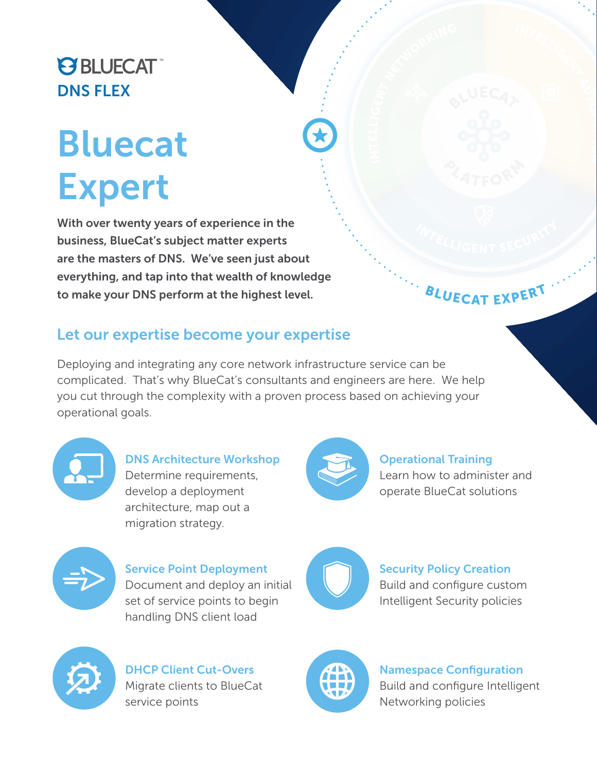BLUECAT™
**DNS FLEX**

# Bluecat Expert

**With over twenty years of experience in the business, BlueCat's subject matter experts are the masters of DNS. We've seen just about everything, and tap into that wealth of knowledge to make your DNS perform at the highest level.**

## Let our expertise become your expertise

Deploying and integrating any core network infrastructure service can be complicated. That's why BlueCat's consultants and engineers are here. We help you cut through the complexity with a proven process based on achieving your operational goals.

### DNS Architecture Workshop

Determine requirements, develop a deployment architecture, map out a migration strategy.

### Operational Training

Learn how to administer and operate BlueCat solutions

### Service Point Deployment

Document and deploy an initial set of service points to begin handling DNS client load

### Security Policy Creation

Build and configure custom Intelligent Security policies

### DHCP Client Cut-Overs

Migrate clients to BlueCat service points

### Namespace Configuration

Build and configure Intelligent Networking policies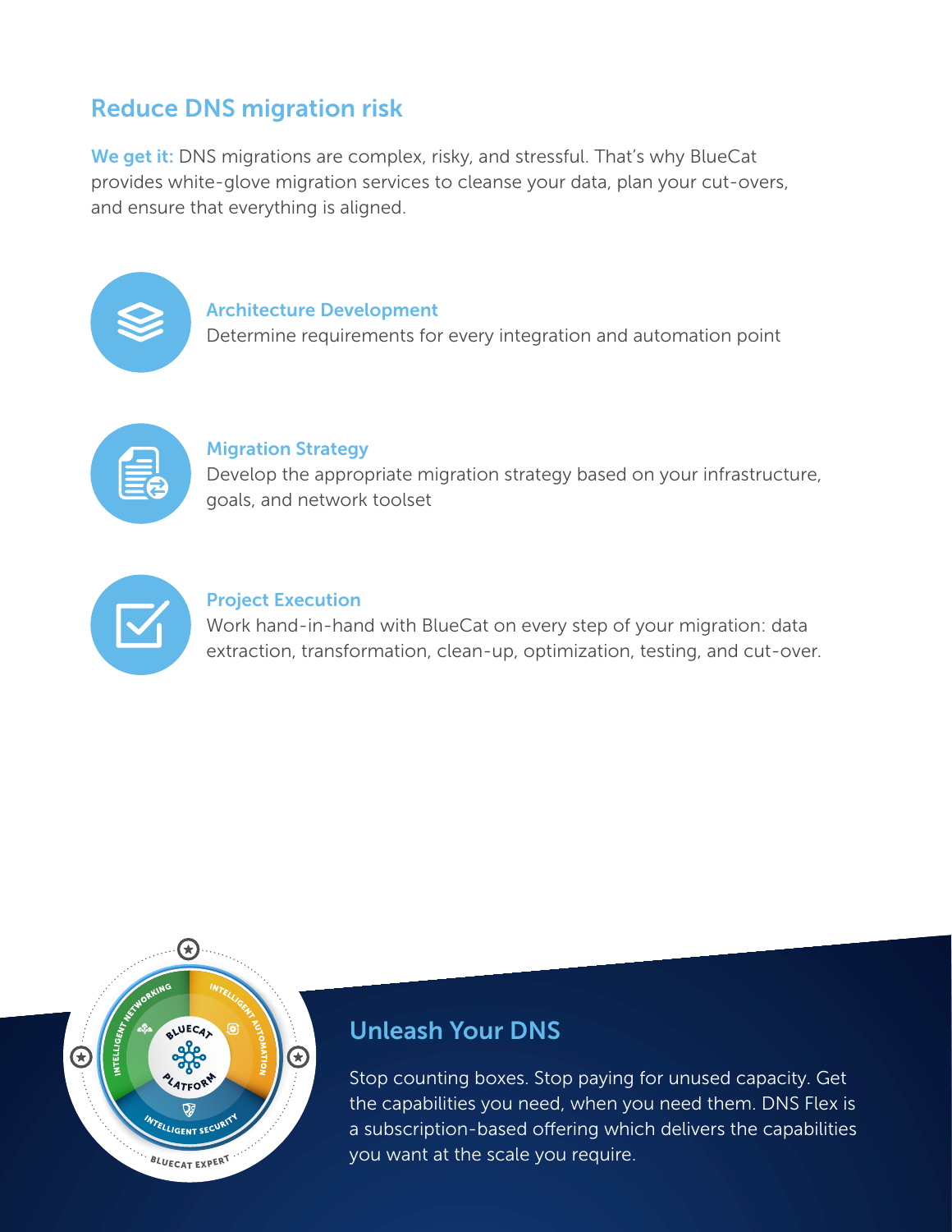## Reduce DNS migration risk

**We get it:** DNS migrations are complex, risky, and stressful. That's why BlueCat provides white-glove migration services to cleanse your data, plan your cut-overs, and ensure that everything is aligned.

### Architecture Development

Determine requirements for every integration and automation point

### Migration Strategy

Develop the appropriate migration strategy based on your infrastructure, goals, and network toolset

### Project Execution

Work hand-in-hand with BlueCat on every step of your migration: data extraction, transformation, clean-up, optimization, testing, and cut-over.

BLUECAT PLATFORM

INTELLIGENT NETWORKING

INTELLIGENT AUTOMATION

INTELLIGENT SECURITY

BLUECAT EXPERT

## Unleash Your DNS

Stop counting boxes. Stop paying for unused capacity. Get the capabilities you need, when you need them. DNS Flex is a subscription-based offering which delivers the capabilities you want at the scale you require.